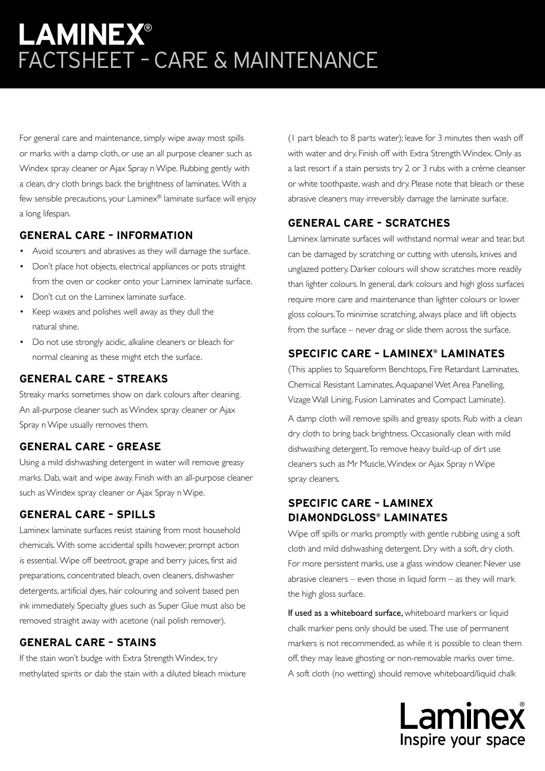# LAMINEX®
# FACTSHEET – CARE & MAINTENANCE

For general care and maintenance, simply wipe away most spills or marks with a damp cloth, or use an all purpose cleaner such as Windex spray cleaner or Ajax Spray n Wipe. Rubbing gently with a clean, dry cloth brings back the brightness of laminates. With a few sensible precautions, your Laminex® laminate surface will enjoy a long lifespan.

## GENERAL CARE – INFORMATION

- Avoid scourers and abrasives as they will damage the surface.
- Don't place hot objects, electrical appliances or pots straight from the oven or cooker onto your Laminex laminate surface.
- Don't cut on the Laminex laminate surface.
- Keep waxes and polishes well away as they dull the natural shine.
- Do not use strongly acidic, alkaline cleaners or bleach for normal cleaning as these might etch the surface.

## GENERAL CARE – STREAKS

Streaky marks sometimes show on dark colours after cleaning. An all-purpose cleaner such as Windex spray cleaner or Ajax Spray n Wipe usually removes them.

## GENERAL CARE – GREASE

Using a mild dishwashing detergent in water will remove greasy marks. Dab, wait and wipe away. Finish with an all-purpose cleaner such as Windex spray cleaner or Ajax Spray n Wipe.

## GENERAL CARE – SPILLS

Laminex laminate surfaces resist staining from most household chemicals. With some accidental spills however, prompt action is essential. Wipe off beetroot, grape and berry juices, first aid preparations, concentrated bleach, oven cleaners, dishwasher detergents, artificial dyes, hair colouring and solvent based pen ink immediately. Specialty glues such as Super Glue must also be removed straight away with acetone (nail polish remover).

## GENERAL CARE – STAINS

If the stain won't budge with Extra Strength Windex, try methylated spirits or dab the stain with a diluted bleach mixture (1 part bleach to 8 parts water); leave for 3 minutes then wash off with water and dry. Finish off with Extra Strength Windex. Only as a last resort if a stain persists try 2 or 3 rubs with a crème cleanser or white toothpaste, wash and dry. Please note that bleach or these abrasive cleaners may irreversibly damage the laminate surface.

## GENERAL CARE – SCRATCHES

Laminex laminate surfaces will withstand normal wear and tear, but can be damaged by scratching or cutting with utensils, knives and unglazed pottery. Darker colours will show scratches more readily than lighter colours. In general, dark colours and high gloss surfaces require more care and maintenance than lighter colours or lower gloss colours. To minimise scratching, always place and lift objects from the surface – never drag or slide them across the surface.

## SPECIFIC CARE – LAMINEX® LAMINATES

(This applies to Squareform Benchtops, Fire Retardant Laminates, Chemical Resistant Laminates, Aquapanel Wet Area Panelling, Vizage Wall Lining, Fusion Laminates and Compact Laminate).

A damp cloth will remove spills and greasy spots. Rub with a clean dry cloth to bring back brightness. Occasionally clean with mild dishwashing detergent. To remove heavy build-up of dirt use cleaners such as Mr Muscle, Windex or Ajax Spray n Wipe spray cleaners.

## SPECIFIC CARE – LAMINEX DIAMONDGLOSS® LAMINATES

Wipe off spills or marks promptly with gentle rubbing using a soft cloth and mild dishwashing detergent. Dry with a soft, dry cloth. For more persistent marks, use a glass window cleaner. Never use abrasive cleaners – even those in liquid form – as they will mark the high gloss surface.

**If used as a whiteboard surface,** whiteboard markers or liquid chalk marker pens only should be used. The use of permanent markers is not recommended, as while it is possible to clean them off, they may leave ghosting or non-removable marks over time. A soft cloth (no wetting) should remove whiteboard/liquid chalk

Laminex®
Inspire your space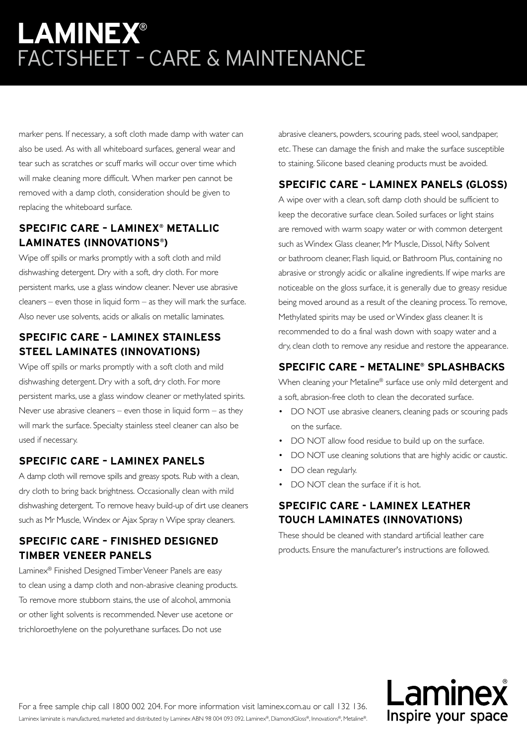marker pens. If necessary, a soft cloth made damp with water can also be used. As with all whiteboard surfaces, general wear and tear such as scratches or scuff marks will occur over time which will make cleaning more difficult. When marker pen cannot be removed with a damp cloth, consideration should be given to replacing the whiteboard surface.

## SPECIFIC CARE – LAMINEX® METALLIC LAMINATES (INNOVATIONS®)

Wipe off spills or marks promptly with a soft cloth and mild dishwashing detergent. Dry with a soft, dry cloth. For more persistent marks, use a glass window cleaner. Never use abrasive cleaners – even those in liquid form – as they will mark the surface. Also never use solvents, acids or alkalis on metallic laminates.

## SPECIFIC CARE – LAMINEX STAINLESS STEEL LAMINATES (INNOVATIONS)

Wipe off spills or marks promptly with a soft cloth and mild dishwashing detergent. Dry with a soft, dry cloth. For more persistent marks, use a glass window cleaner or methylated spirits. Never use abrasive cleaners – even those in liquid form – as they will mark the surface. Specialty stainless steel cleaner can also be used if necessary.

## SPECIFIC CARE – LAMINEX PANELS

A damp cloth will remove spills and greasy spots. Rub with a clean, dry cloth to bring back brightness. Occasionally clean with mild dishwashing detergent. To remove heavy build-up of dirt use cleaners such as Mr Muscle, Windex or Ajax Spray n Wipe spray cleaners.

## SPECIFIC CARE – FINISHED DESIGNED TIMBER VENEER PANELS

Laminex® Finished Designed Timber Veneer Panels are easy to clean using a damp cloth and non-abrasive cleaning products. To remove more stubborn stains, the use of alcohol, ammonia or other light solvents is recommended. Never use acetone or trichloroethylene on the polyurethane surfaces. Do not use abrasive cleaners, powders, scouring pads, steel wool, sandpaper, etc. These can damage the finish and make the surface susceptible to staining. Silicone based cleaning products must be avoided.

## SPECIFIC CARE – LAMINEX PANELS (GLOSS)

A wipe over with a clean, soft damp cloth should be sufficient to keep the decorative surface clean. Soiled surfaces or light stains are removed with warm soapy water or with common detergent such as Windex Glass cleaner, Mr Muscle, Dissol, Nifty Solvent or bathroom cleaner, Flash liquid, or Bathroom Plus, containing no abrasive or strongly acidic or alkaline ingredients. If wipe marks are noticeable on the gloss surface, it is generally due to greasy residue being moved around as a result of the cleaning process. To remove, Methylated spirits may be used or Windex glass cleaner. It is recommended to do a final wash down with soapy water and a dry, clean cloth to remove any residue and restore the appearance.

## SPECIFIC CARE – METALINE® SPLASHBACKS

When cleaning your Metaline® surface use only mild detergent and a soft, abrasion-free cloth to clean the decorated surface.

- DO NOT use abrasive cleaners, cleaning pads or scouring pads on the surface.
- DO NOT allow food residue to build up on the surface.
- DO NOT use cleaning solutions that are highly acidic or caustic.
- DO clean regularly.
- DO NOT clean the surface if it is hot.

## SPECIFIC CARE - LAMINEX LEATHER TOUCH LAMINATES (INNOVATIONS)

These should be cleaned with standard artificial leather care products. Ensure the manufacturer's instructions are followed.

For a free sample chip call 1800 002 204. For more information visit laminex.com.au or call 132 136.

Laminex laminate is manufactured, marketed and distributed by Laminex ABN 98 004 093 092. Laminex®, DiamondGloss®, Innovations®, Metaline®.

Laminex®
Inspire your space